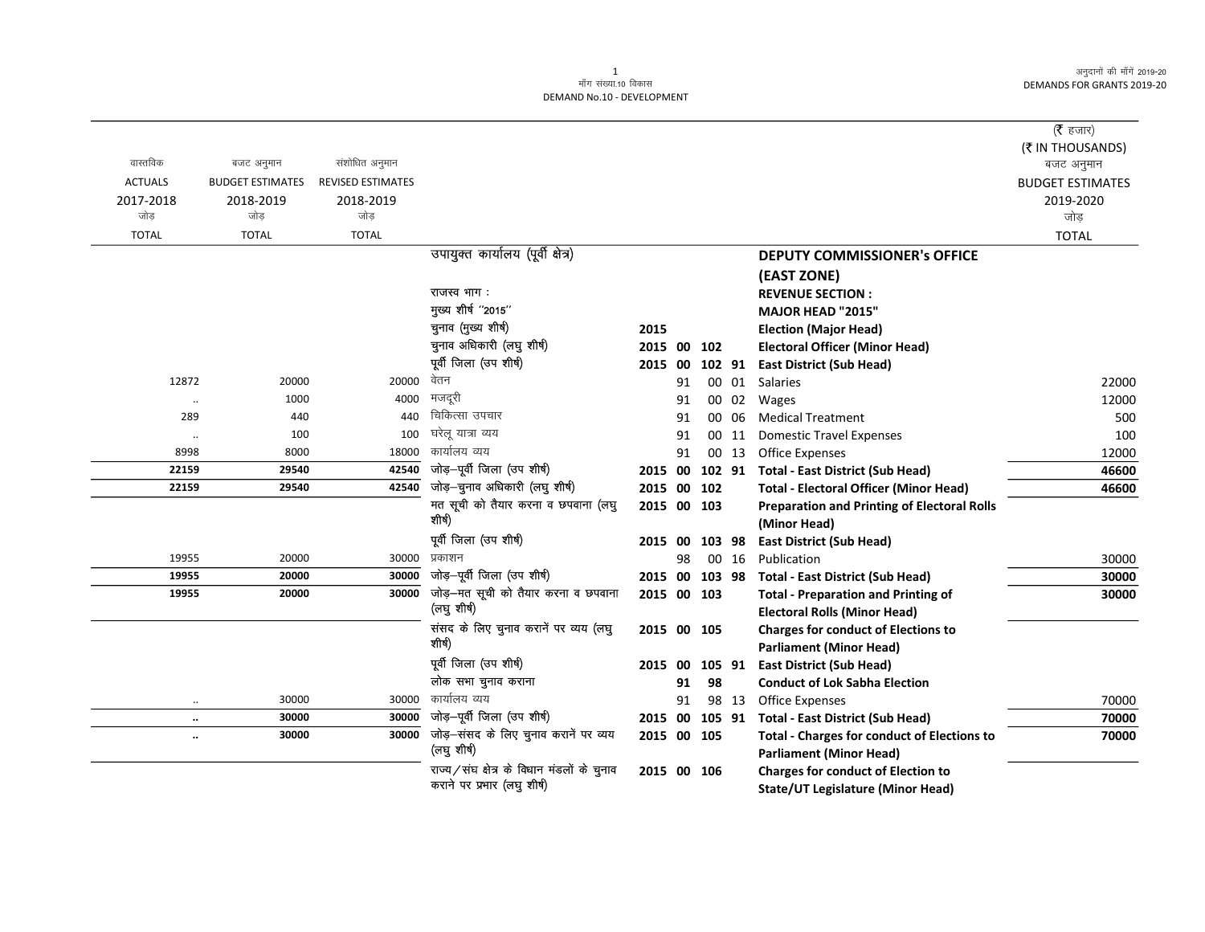मॉंग संख्या.10 विकास
DEMAND No.10 - DEVELOPMENT

| वास्तविक ACTUALS 2017-2018 जोड़ TOTAL | बजट अनुमान BUDGET ESTIMATES 2018-2019 जोड़ TOTAL | संशोधित अनुमान REVISED ESTIMATES 2018-2019 जोड़ TOTAL | | | | | | | (₹ हजार) (₹ IN THOUSANDS) बजट अनुमान BUDGET ESTIMATES 2019-2020 जोड़ TOTAL |
|---|---|---|---|---|---|---|---|---|---|
| | | | उपायुक्त कार्यालय (पूर्वी क्षेत्र) | | | | | **DEPUTY COMMISSIONER's OFFICE (EAST ZONE)** | |
| | | | राजस्व भाग : | | | | | **REVENUE SECTION :** | |
| | | | मुख्य शीर्ष ''2015'' | | | | | **MAJOR HEAD "2015"** | |
| | | | चुनाव (मुख्य शीर्ष) | 2015 | | | | **Election (Major Head)** | |
| | | | चुनाव अधिकारी (लघु शीर्ष) | 2015 | 00 | 102 | | **Electoral Officer (Minor Head)** | |
| | | | पूर्वी जिला (उप शीर्ष) | 2015 | 00 | 102 | 91 | **East District (Sub Head)** | |
| 12872 | 20000 | 20000 | वेतन | | 91 | 00 | 01 | Salaries | 22000 |
| .. | 1000 | 4000 | मजदूरी | | 91 | 00 | 02 | Wages | 12000 |
| 289 | 440 | 440 | चिकित्सा उपचार | | 91 | 00 | 06 | Medical Treatment | 500 |
| .. | 100 | 100 | घरेलू यात्रा व्यय | | 91 | 00 | 11 | Domestic Travel Expenses | 100 |
| 8998 | 8000 | 18000 | कार्यालय व्यय | | 91 | 00 | 13 | Office Expenses | 12000 |
| **22159** | **29540** | **42540** | जोड़–पूर्वी जिला (उप शीर्ष) | 2015 | 00 | 102 | 91 | **Total - East District (Sub Head)** | **46600** |
| **22159** | **29540** | **42540** | जोड़–चुनाव अधिकारी (लघु शीर्ष) | 2015 | 00 | 102 | | **Total - Electoral Officer (Minor Head)** | **46600** |
| | | | मत सूची को तैयार करना व छपवाना (लघु शीर्ष) | 2015 | 00 | 103 | | **Preparation and Printing of Electoral Rolls (Minor Head)** | |
| | | | पूर्वी जिला (उप शीर्ष) | 2015 | 00 | 103 | 98 | **East District (Sub Head)** | |
| 19955 | 20000 | 30000 | प्रकाशन | | 98 | 00 | 16 | Publication | 30000 |
| **19955** | **20000** | **30000** | जोड़–पूर्वी जिला (उप शीर्ष) | 2015 | 00 | 103 | 98 | **Total - East District (Sub Head)** | **30000** |
| **19955** | **20000** | **30000** | जोड़–मत सूची को तैयार करना व छपवाना (लघु शीर्ष) | 2015 | 00 | 103 | | **Total - Preparation and Printing of Electoral Rolls (Minor Head)** | **30000** |
| | | | संसद के लिए चुनाव करानें पर व्यय (लघु शीर्ष) | 2015 | 00 | 105 | | **Charges for conduct of Elections to Parliament (Minor Head)** | |
| | | | पूर्वी जिला (उप शीर्ष) | 2015 | 00 | 105 | 91 | **East District (Sub Head)** | |
| | | | लोक सभा चुनाव कराना | | 91 | 98 | | **Conduct of Lok Sabha Election** | |
| .. | 30000 | 30000 | कार्यालय व्यय | | 91 | 98 | 13 | Office Expenses | 70000 |
| **..** | **30000** | **30000** | जोड़–पूर्वी जिला (उप शीर्ष) | 2015 | 00 | 105 | 91 | **Total - East District (Sub Head)** | **70000** |
| **..** | **30000** | **30000** | जोड़–संसद के लिए चुनाव करानें पर व्यय (लघु शीर्ष) | 2015 | 00 | 105 | | **Total - Charges for conduct of Elections to Parliament (Minor Head)** | **70000** |
| | | | राज्य/संघ क्षेत्र के विधान मंडलों के चुनाव कराने पर प्रभार (लघु शीर्ष) | 2015 | 00 | 106 | | **Charges for conduct of Election to State/UT Legislature (Minor Head)** | |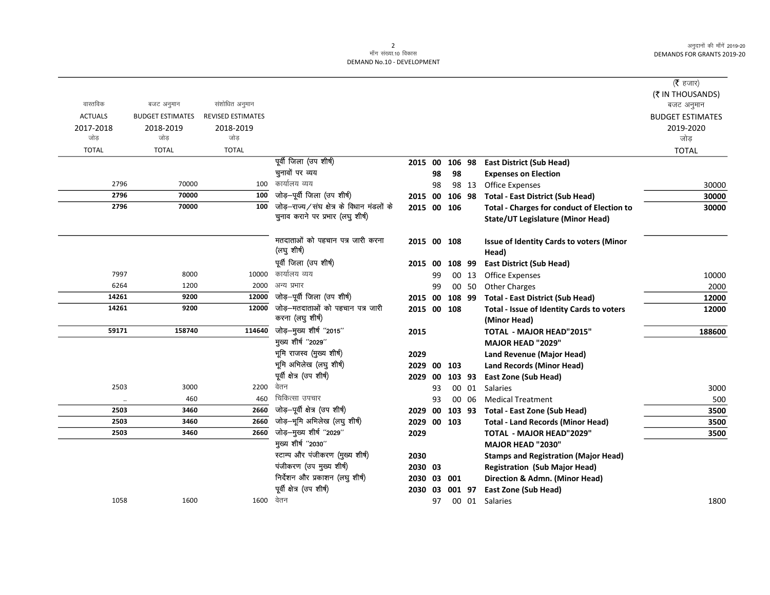| वास्तविक ACTUALS 2017-2018 जोड़ TOTAL | बजट अनुमान BUDGET ESTIMATES 2018-2019 जोड़ TOTAL | संशोधित अनुमान REVISED ESTIMATES 2018-2019 जोड़ TOTAL | | | | | | | (₹ हजार) (₹ IN THOUSANDS) बजट अनुमान BUDGET ESTIMATES 2019-2020 जोड़ TOTAL |
|---|---|---|---|---|---|---|---|---|---|
| | | | पूर्वी जिला (उप शीर्ष) | 2015 | 00 | 106 | 98 | **East District (Sub Head)** | |
| | | | चुनावों पर व्यय | | 98 | 98 | | **Expenses on Election** | |
| 2796 | 70000 | 100 | कार्यालय व्यय | | 98 | 98 | 13 | Office Expenses | 30000 |
| **2796** | **70000** | **100** | जोड़–पूर्वी जिला (उप शीर्ष) | 2015 | 00 | 106 | 98 | **Total - East District (Sub Head)** | **30000** |
| **2796** | **70000** | **100** | जोड़–राज्य/संघ क्षेत्र के विधान मंडलों के चुनाव कराने पर प्रभार (लघु शीर्ष) | 2015 | 00 | 106 | | **Total - Charges for conduct of Election to State/UT Legislature (Minor Head)** | **30000** |
| | | | मतदाताओं को पहचान पत्र जारी करना (लघु शीर्ष) | 2015 | 00 | 108 | | **Issue of Identity Cards to voters (Minor Head)** | |
| | | | पूर्वी जिला (उप शीर्ष) | 2015 | 00 | 108 | 99 | **East District (Sub Head)** | |
| 7997 | 8000 | 10000 | कार्यालय व्यय | | 99 | 00 | 13 | Office Expenses | 10000 |
| 6264 | 1200 | 2000 | अन्य प्रभार | | 99 | 00 | 50 | Other Charges | 2000 |
| **14261** | **9200** | **12000** | जोड़–पूर्वी जिला (उप शीर्ष) | 2015 | 00 | 108 | 99 | **Total - East District (Sub Head)** | **12000** |
| **14261** | **9200** | **12000** | जोड़–मतदाताओं को पहचान पत्र जारी करना (लघु शीर्ष) | 2015 | 00 | 108 | | **Total - Issue of Identity Cards to voters (Minor Head)** | **12000** |
| **59171** | **158740** | **114640** | जोड़–मुख्य शीर्ष "2015" | 2015 | | | | **TOTAL - MAJOR HEAD"2015"** | **188600** |
| | | | मुख्य शीर्ष "2029" | | | | | **MAJOR HEAD "2029"** | |
| | | | भूमि राजस्व (मुख्य शीर्ष) | 2029 | | | | **Land Revenue (Major Head)** | |
| | | | भूमि अभिलेख (लघु शीर्ष) | 2029 | 00 | 103 | | **Land Records (Minor Head)** | |
| | | | पूर्वी क्षेत्र (उप शीर्ष) | 2029 | 00 | 103 | 93 | **East Zone (Sub Head)** | |
| 2503 | 3000 | 2200 | वेतन | | 93 | 00 | 01 | Salaries | 3000 |
| .. | 460 | 460 | चिकित्सा उपचार | | 93 | 00 | 06 | Medical Treatment | 500 |
| **2503** | **3460** | **2660** | जोड़–पूर्वी क्षेत्र (उप शीर्ष) | 2029 | 00 | 103 | 93 | **Total - East Zone (Sub Head)** | **3500** |
| **2503** | **3460** | **2660** | जोड़–भूमि अभिलेख (लघु शीर्ष) | 2029 | 00 | 103 | | **Total - Land Records (Minor Head)** | **3500** |
| **2503** | **3460** | **2660** | जोड़–मुख्य शीर्ष "2029" | 2029 | | | | **TOTAL - MAJOR HEAD"2029"** | **3500** |
| | | | मुख्य शीर्ष "2030" | | | | | **MAJOR HEAD "2030"** | |
| | | | स्टाम्प और पंजीकरण (मुख्य शीर्ष) | 2030 | | | | **Stamps and Registration (Major Head)** | |
| | | | पंजीकरण (उप मुख्य शीर्ष) | 2030 | 03 | | | **Registration (Sub Major Head)** | |
| | | | निर्देशन और प्रकाशन (लघु शीर्ष) | 2030 | 03 | 001 | | **Direction & Admn. (Minor Head)** | |
| | | | पूर्वी क्षेत्र (उप शीर्ष) | 2030 | 03 | 001 | 97 | **East Zone (Sub Head)** | |
| 1058 | 1600 | 1600 | वेतन | | 97 | 00 | 01 | Salaries | 1800 |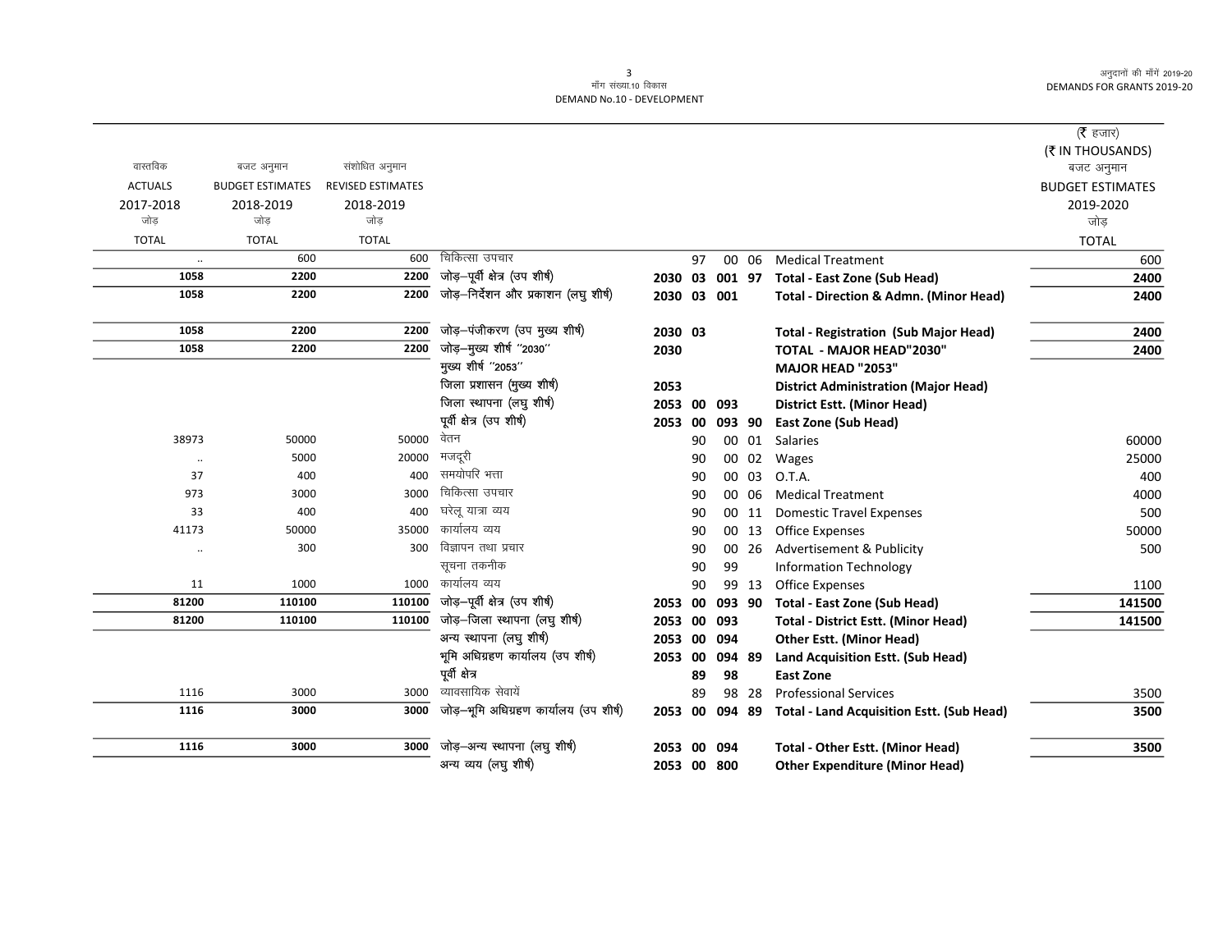| वास्तविक ACTUALS 2017-2018 जोड़ TOTAL | बजट अनुमान BUDGET ESTIMATES 2018-2019 जोड़ TOTAL | संशोधित अनुमान REVISED ESTIMATES 2018-2019 जोड़ TOTAL | | | | | | | (₹ हजार) (₹ IN THOUSANDS) बजट अनुमान BUDGET ESTIMATES 2019-2020 जोड़ TOTAL |
|---|---|---|---|---|---|---|---|---|---|
| .. | 600 | 600 | चिकित्सा उपचार | | 97 | 00 | 06 | Medical Treatment | 600 |
| **1058** | **2200** | **2200** | जोड़–पूर्वी क्षेत्र (उप शीर्ष) | **2030** | **03** | **001** | **97** | **Total - East Zone (Sub Head)** | **2400** |
| **1058** | **2200** | **2200** | जोड़–निर्देशन और प्रकाशन (लघु शीर्ष) | **2030** | **03** | **001** | | **Total - Direction & Admn. (Minor Head)** | **2400** |
| **1058** | **2200** | **2200** | जोड़–पंजीकरण (उप मुख्य शीर्ष) | **2030** | **03** | | | **Total - Registration (Sub Major Head)** | **2400** |
| **1058** | **2200** | **2200** | जोड़–मुख्य शीर्ष ''2030'' | **2030** | | | | **TOTAL - MAJOR HEAD"2030"** | **2400** |
| | | | मुख्य शीर्ष ''2053'' | | | | | **MAJOR HEAD "2053"** | |
| | | | जिला प्रशासन (मुख्य शीर्ष) | **2053** | | | | **District Administration (Major Head)** | |
| | | | जिला स्थापना (लघु शीर्ष) | **2053** | **00** | **093** | | **District Estt. (Minor Head)** | |
| | | | पूर्वी क्षेत्र (उप शीर्ष) | **2053** | **00** | **093** | **90** | **East Zone (Sub Head)** | |
| 38973 | 50000 | 50000 | वेतन | | 90 | 00 | 01 | Salaries | 60000 |
| .. | 5000 | 20000 | मजदूरी | | 90 | 00 | 02 | Wages | 25000 |
| 37 | 400 | 400 | समयोपरि भत्ता | | 90 | 00 | 03 | O.T.A. | 400 |
| 973 | 3000 | 3000 | चिकित्सा उपचार | | 90 | 00 | 06 | Medical Treatment | 4000 |
| 33 | 400 | 400 | घरेलू यात्रा व्यय | | 90 | 00 | 11 | Domestic Travel Expenses | 500 |
| 41173 | 50000 | 35000 | कार्यालय व्यय | | 90 | 00 | 13 | Office Expenses | 50000 |
| .. | 300 | 300 | विज्ञापन तथा प्रचार | | 90 | 00 | 26 | Advertisement & Publicity | 500 |
| | | | सूचना तकनीक | | 90 | 99 | | Information Technology | |
| 11 | 1000 | 1000 | कार्यालय व्यय | | 90 | 99 | 13 | Office Expenses | 1100 |
| **81200** | **110100** | **110100** | जोड़–पूर्वी क्षेत्र (उप शीर्ष) | **2053** | **00** | **093** | **90** | **Total - East Zone (Sub Head)** | **141500** |
| **81200** | **110100** | **110100** | जोड़–जिला स्थापना (लघु शीर्ष) | **2053** | **00** | **093** | | **Total - District Estt. (Minor Head)** | **141500** |
| | | | अन्य स्थापना (लघु शीर्ष) | **2053** | **00** | **094** | | **Other Estt. (Minor Head)** | |
| | | | भूमि अधिग्रहण कार्यालय (उप शीर्ष) | **2053** | **00** | **094** | **89** | **Land Acquisition Estt. (Sub Head)** | |
| | | | पूर्वी क्षेत्र | | **89** | **98** | | **East Zone** | |
| 1116 | 3000 | 3000 | व्यावसायिक सेवायें | | 89 | 98 | 28 | Professional Services | 3500 |
| **1116** | **3000** | **3000** | जोड़–भूमि अधिग्रहण कार्यालय (उप शीर्ष) | **2053** | **00** | **094** | **89** | **Total - Land Acquisition Estt. (Sub Head)** | **3500** |
| **1116** | **3000** | **3000** | जोड़–अन्य स्थापना (लघु शीर्ष) | **2053** | **00** | **094** | | **Total - Other Estt. (Minor Head)** | **3500** |
| | | | अन्य व्यय (लघु शीर्ष) | **2053** | **00** | **800** | | **Other Expenditure (Minor Head)** | |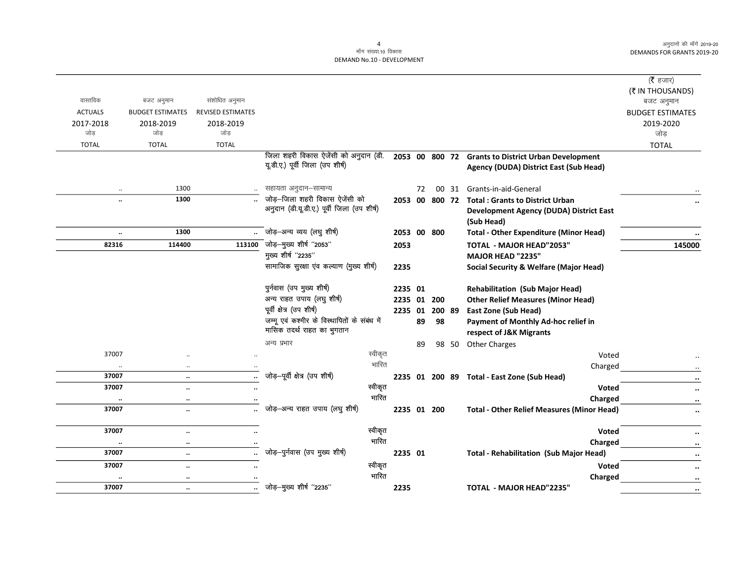(₹ हजार)
(₹ IN THOUSANDS)

| वास्तविक ACTUALS 2017-2018 जोड़ TOTAL | बजट अनुमान BUDGET ESTIMATES 2018-2019 जोड़ TOTAL | संशोधित अनुमान REVISED ESTIMATES 2018-2019 जोड़ TOTAL | | | | | | | बजट अनुमान BUDGET ESTIMATES 2019-2020 जोड़ TOTAL |
|---|---|---|---|---|---|---|---|---|---|
| | | | जिला शहरी विकास ऐजेंसी को अनुदान (डी.यू.डी.ए.) पूर्वी जिला (उप शीर्ष) | 2053 | 00 | 800 | 72 | **Grants to District Urban Development Agency (DUDA) District East (Sub Head)** | |
| .. | 1300 | .. | सहायता अनुदान–सामान्य | | 72 | 00 | 31 | Grants-in-aid-General | .. |
| **..** | **1300** | **..** | जोड़–जिला शहरी विकास ऐजेंसी को अनुदान (डी.यू.डी.ए.) पूर्वी जिला (उप शीर्ष) | **2053** | **00** | **800** | **72** | **Total : Grants to District Urban Development Agency (DUDA) District East (Sub Head)** | **..** |
| **..** | **1300** | **..** | जोड़–अन्य व्यय (लघु शीर्ष) | **2053** | **00** | **800** | | **Total - Other Expenditure (Minor Head)** | **..** |
| **82316** | **114400** | **113100** | जोड़–मुख्य शीर्ष "2053" | **2053** | | | | **TOTAL - MAJOR HEAD"2053"** | **145000** |
| | | | मुख्य शीर्ष "2235" | | | | | **MAJOR HEAD "2235"** | |
| | | | सामाजिक सुरक्षा एंव कल्याण (मुख्य शीर्ष) | **2235** | | | | **Social Security & Welfare (Major Head)** | |
| | | | पुर्नवास (उप मुख्य शीर्ष) | **2235** | **01** | | | **Rehabilitation (Sub Major Head)** | |
| | | | अन्य राहत उपाय (लघु शीर्ष) | **2235** | **01** | **200** | | **Other Relief Measures (Minor Head)** | |
| | | | पूर्वी क्षेत्र (उप शीर्ष) | **2235** | **01** | **200** | **89** | **East Zone (Sub Head)** | |
| | | | जम्मू एवं कश्मीर के विस्थापितों के संबंध में मासिक तदर्थ राहत का भुगतान | | **89** | **98** | | **Payment of Monthly Ad-hoc relief in respect of J&K Migrants** | |
| | | | अन्य प्रभार | | 89 | 98 | 50 | Other Charges | |
| 37007 | .. | .. | स्वीकृत | | | | | Voted | .. |
| .. | .. | .. | भारित | | | | | Charged | .. |
| **37007** | **..** | **..** | जोड़–पूर्वी क्षेत्र (उप शीर्ष) | **2235** | **01** | **200** | **89** | **Total - East Zone (Sub Head)** | **..** |
| **37007** | **..** | **..** | स्वीकृत | | | | | **Voted** | **..** |
| **..** | **..** | **..** | भारित | | | | | **Charged** | **..** |
| **37007** | **..** | **..** | जोड़–अन्य राहत उपाय (लघु शीर्ष) | **2235** | **01** | **200** | | **Total - Other Relief Measures (Minor Head)** | **..** |
| **37007** | **..** | **..** | स्वीकृत | | | | | **Voted** | **..** |
| **..** | **..** | **..** | भारित | | | | | **Charged** | **..** |
| **37007** | **..** | **..** | जोड़–पुर्नवास (उप मुख्य शीर्ष) | **2235** | **01** | | | **Total - Rehabilitation (Sub Major Head)** | **..** |
| **37007** | **..** | **..** | स्वीकृत | | | | | **Voted** | **..** |
| **..** | **..** | **..** | भारित | | | | | **Charged** | **..** |
| **37007** | **..** | **..** | जोड़–मुख्य शीर्ष "2235" | **2235** | | | | **TOTAL - MAJOR HEAD"2235"** | **..** |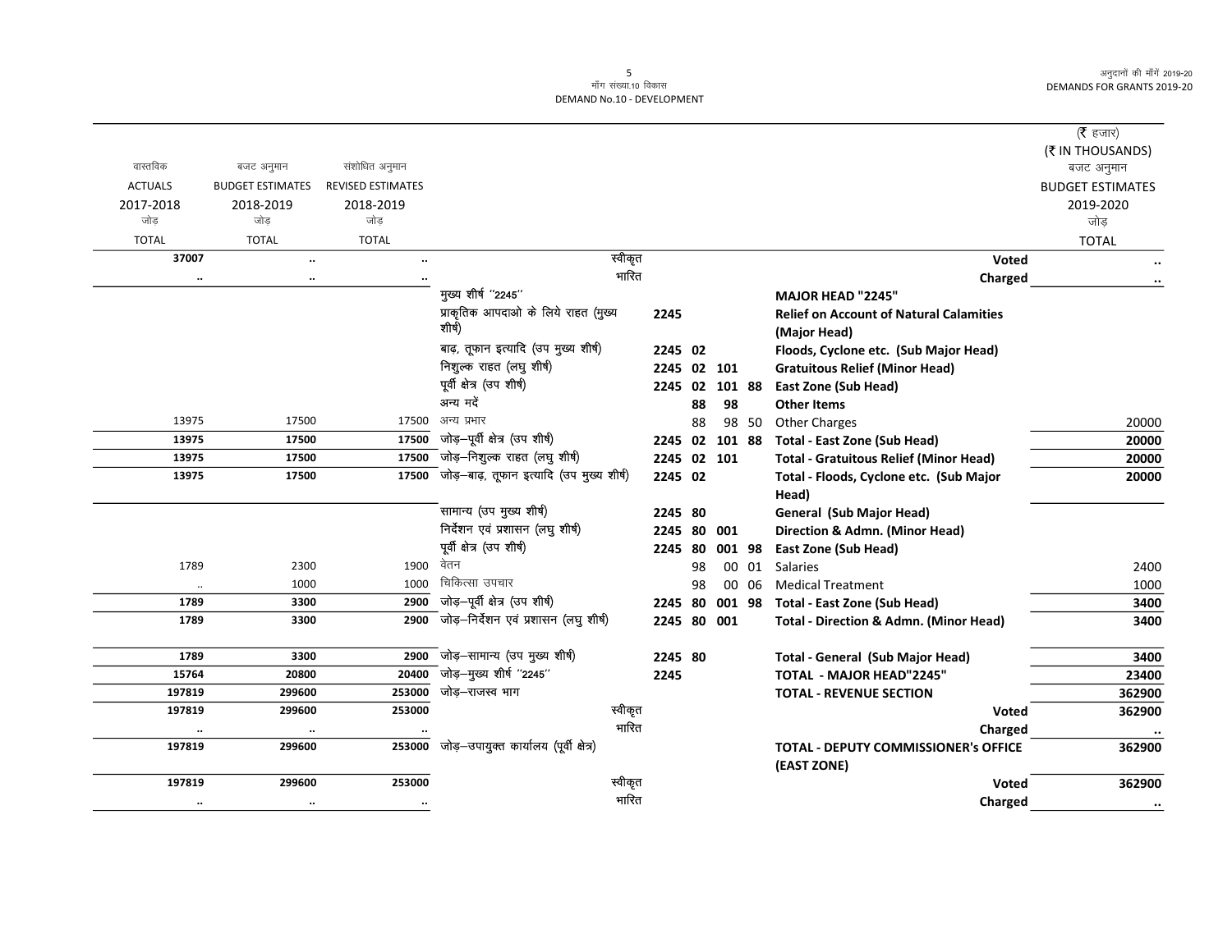| वास्तविक ACTUALS 2017-2018 जोड़ TOTAL | बजट अनुमान BUDGET ESTIMATES 2018-2019 जोड़ TOTAL | संशोधित अनुमान REVISED ESTIMATES 2018-2019 जोड़ TOTAL | | | | (₹ हजार) (₹ IN THOUSANDS) बजट अनुमान BUDGET ESTIMATES 2019-2020 जोड़ TOTAL |
|---|---|---|---|---|---|---|
| 37007 | .. | .. | स्वीकृत | | Voted | .. |
| .. | .. | .. | भारित | | Charged | .. |
| | | | मुख्य शीर्ष ''2245'' | | MAJOR HEAD "2245" | |
| | | | प्राकृतिक आपदाओ के लिये राहत (मुख्य शीर्ष) | 2245 | Relief on Account of Natural Calamities (Major Head) | |
| | | | बाढ़, तूफान इत्यादि (उप मुख्य शीर्ष) | 2245 02 | Floods, Cyclone etc. (Sub Major Head) | |
| | | | निशुल्क राहत (लघु शीर्ष) | 2245 02 101 | Gratuitous Relief (Minor Head) | |
| | | | पूर्वी क्षेत्र (उप शीर्ष) | 2245 02 101 88 | East Zone (Sub Head) | |
| | | | अन्य मदें | 88 98 | Other Items | |
| 13975 | 17500 | 17500 | अन्य प्रभार | 88 98 50 | Other Charges | 20000 |
| 13975 | 17500 | 17500 | जोड़–पूर्वी क्षेत्र (उप शीर्ष) | 2245 02 101 88 | Total - East Zone (Sub Head) | 20000 |
| 13975 | 17500 | 17500 | जोड़–निशुल्क राहत (लघु शीर्ष) | 2245 02 101 | Total - Gratuitous Relief (Minor Head) | 20000 |
| 13975 | 17500 | 17500 | जोड़–बाढ़, तूफान इत्यादि (उप मुख्य शीर्ष) | 2245 02 | Total - Floods, Cyclone etc. (Sub Major Head) | 20000 |
| | | | सामान्य (उप मुख्य शीर्ष) | 2245 80 | General (Sub Major Head) | |
| | | | निर्देशन एवं प्रशासन (लघु शीर्ष) | 2245 80 001 | Direction & Admn. (Minor Head) | |
| | | | पूर्वी क्षेत्र (उप शीर्ष) | 2245 80 001 98 | East Zone (Sub Head) | |
| 1789 | 2300 | 1900 | वेतन | 98 00 01 | Salaries | 2400 |
| .. | 1000 | 1000 | चिकित्सा उपचार | 98 00 06 | Medical Treatment | 1000 |
| 1789 | 3300 | 2900 | जोड़–पूर्वी क्षेत्र (उप शीर्ष) | 2245 80 001 98 | Total - East Zone (Sub Head) | 3400 |
| 1789 | 3300 | 2900 | जोड़–निर्देशन एवं प्रशासन (लघु शीर्ष) | 2245 80 001 | Total - Direction & Admn. (Minor Head) | 3400 |
| 1789 | 3300 | 2900 | जोड़–सामान्य (उप मुख्य शीर्ष) | 2245 80 | Total - General (Sub Major Head) | 3400 |
| 15764 | 20800 | 20400 | जोड़–मुख्य शीर्ष ''2245'' | 2245 | TOTAL - MAJOR HEAD"2245" | 23400 |
| 197819 | 299600 | 253000 | जोड़–राजस्व भाग | | TOTAL - REVENUE SECTION | 362900 |
| 197819 | 299600 | 253000 | स्वीकृत | | Voted | 362900 |
| .. | .. | .. | भारित | | Charged | .. |
| 197819 | 299600 | 253000 | जोड़–उपायुक्त कार्यालय (पूर्वी क्षेत्र) | | TOTAL - DEPUTY COMMISSIONER's OFFICE (EAST ZONE) | 362900 |
| 197819 | 299600 | 253000 | स्वीकृत | | Voted | 362900 |
| .. | .. | .. | भारित | | Charged | .. |